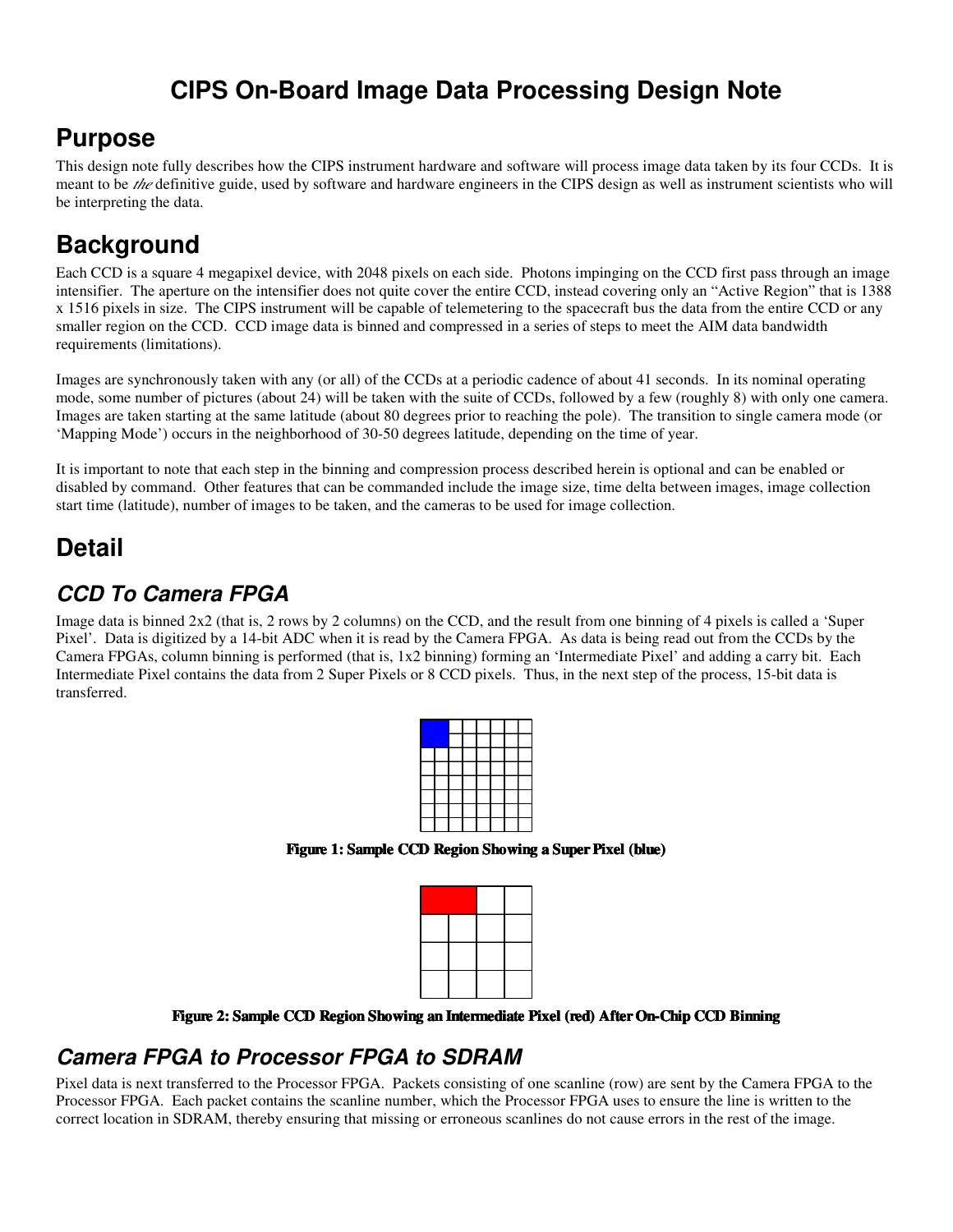# CIPS On-Board Image Data Processing Design Note

## Purpose

This design note fully describes how the CIPS instrument hardware and software will process image data taken by its four CCDs. It is meant to be *the* definitive guide, used by software and hardware engineers in the CIPS design as well as instrument scientists who will be interpreting the data.

## Background

Each CCD is a square 4 megapixel device, with 2048 pixels on each side. Photons impinging on the CCD first pass through an image intensifier. The aperture on the intensifier does not quite cover the entire CCD, instead covering only an "Active Region" that is 1388 x 1516 pixels in size. The CIPS instrument will be capable of telemetering to the spacecraft bus the data from the entire CCD or any smaller region on the CCD. CCD image data is binned and compressed in a series of steps to meet the AIM data bandwidth requirements (limitations).

Images are synchronously taken with any (or all) of the CCDs at a periodic cadence of about 41 seconds. In its nominal operating mode, some number of pictures (about 24) will be taken with the suite of CCDs, followed by a few (roughly 8) with only one camera. Images are taken starting at the same latitude (about 80 degrees prior to reaching the pole). The transition to single camera mode (or 'Mapping Mode') occurs in the neighborhood of 30-50 degrees latitude, depending on the time of year.

It is important to note that each step in the binning and compression process described herein is optional and can be enabled or disabled by command. Other features that can be commanded include the image size, time delta between images, image collection start time (latitude), number of images to be taken, and the cameras to be used for image collection.

## Detail

### CCD To Camera FPGA

Image data is binned 2x2 (that is, 2 rows by 2 columns) on the CCD, and the result from one binning of 4 pixels is called a 'Super Pixel'. Data is digitized by a 14-bit ADC when it is read by the Camera FPGA. As data is being read out from the CCDs by the Camera FPGAs, column binning is performed (that is, 1x2 binning) forming an 'Intermediate Pixel' and adding a carry bit. Each Intermediate Pixel contains the data from 2 Super Pixels or 8 CCD pixels. Thus, in the next step of the process, 15-bit data is transferred.

**Figure 1: Sample CCD Region Showing a Super Pixel (blue)**

**Figure 2: Sample CCD Region Showing an Intermediate Pixel (red) After On-Chip CCD Binning**

### Camera FPGA to Processor FPGA to SDRAM

Pixel data is next transferred to the Processor FPGA. Packets consisting of one scanline (row) are sent by the Camera FPGA to the Processor FPGA. Each packet contains the scanline number, which the Processor FPGA uses to ensure the line is written to the correct location in SDRAM, thereby ensuring that missing or erroneous scanlines do not cause errors in the rest of the image.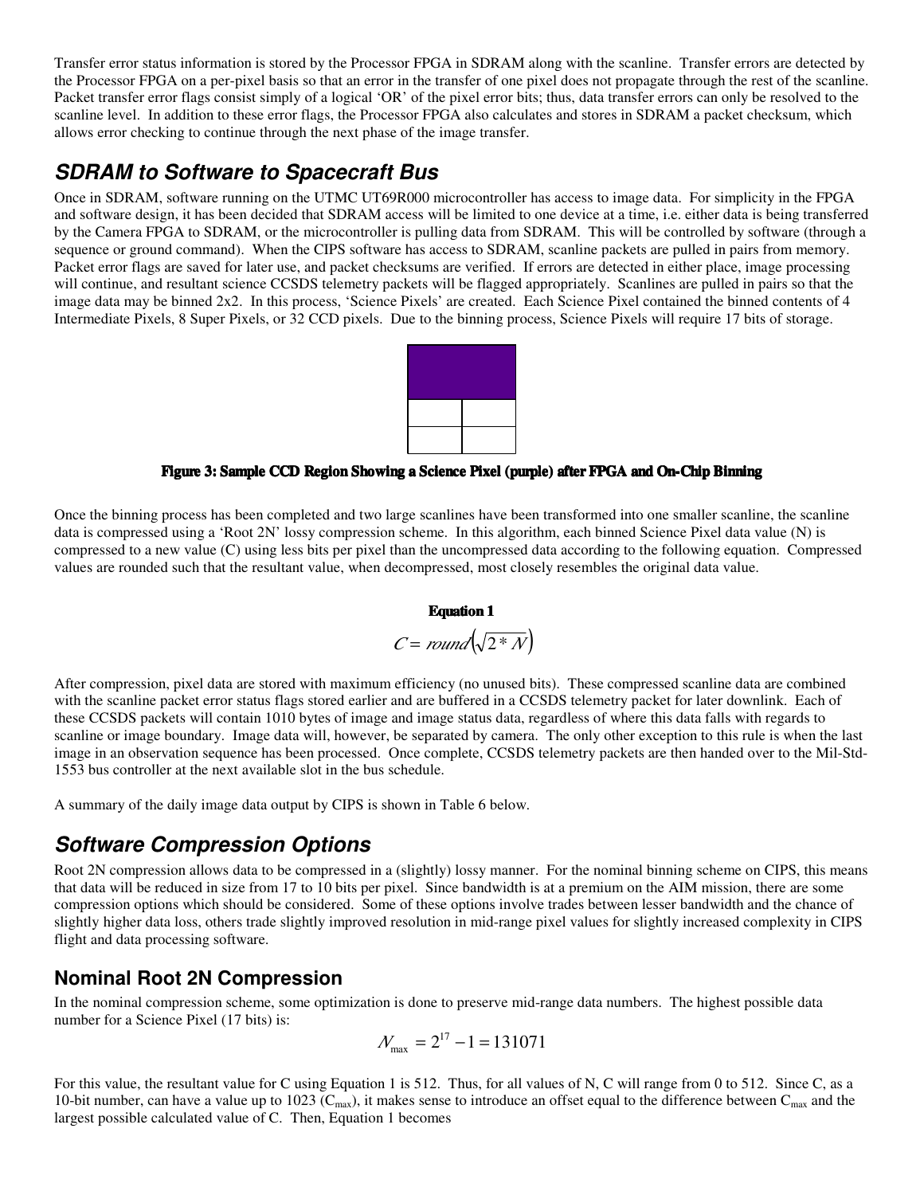Transfer error status information is stored by the Processor FPGA in SDRAM along with the scanline. Transfer errors are detected by the Processor FPGA on a per-pixel basis so that an error in the transfer of one pixel does not propagate through the rest of the scanline. Packet transfer error flags consist simply of a logical 'OR' of the pixel error bits; thus, data transfer errors can only be resolved to the scanline level. In addition to these error flags, the Processor FPGA also calculates and stores in SDRAM a packet checksum, which allows error checking to continue through the next phase of the image transfer.

## *SDRAM to Software to Spacecraft Bus*

Once in SDRAM, software running on the UTMC UT69R000 microcontroller has access to image data. For simplicity in the FPGA and software design, it has been decided that SDRAM access will be limited to one device at a time, i.e. either data is being transferred by the Camera FPGA to SDRAM, or the microcontroller is pulling data from SDRAM. This will be controlled by software (through a sequence or ground command). When the CIPS software has access to SDRAM, scanline packets are pulled in pairs from memory. Packet error flags are saved for later use, and packet checksums are verified. If errors are detected in either place, image processing will continue, and resultant science CCSDS telemetry packets will be flagged appropriately. Scanlines are pulled in pairs so that the image data may be binned 2x2. In this process, 'Science Pixels' are created. Each Science Pixel contained the binned contents of 4 Intermediate Pixels, 8 Super Pixels, or 32 CCD pixels. Due to the binning process, Science Pixels will require 17 bits of storage.

**Figure 3: Sample CCD Region Showing a Science Pixel (purple) after FPGA and On-Chip Binning**

Once the binning process has been completed and two large scanlines have been transformed into one smaller scanline, the scanline data is compressed using a 'Root 2N' lossy compression scheme. In this algorithm, each binned Science Pixel data value (N) is compressed to a new value (C) using less bits per pixel than the uncompressed data according to the following equation. Compressed values are rounded such that the resultant value, when decompressed, most closely resembles the original data value.

**Equation 1**

$$C = round\left(\sqrt{2 * N}\right)$$

After compression, pixel data are stored with maximum efficiency (no unused bits). These compressed scanline data are combined with the scanline packet error status flags stored earlier and are buffered in a CCSDS telemetry packet for later downlink. Each of these CCSDS packets will contain 1010 bytes of image and image status data, regardless of where this data falls with regards to scanline or image boundary. Image data will, however, be separated by camera. The only other exception to this rule is when the last image in an observation sequence has been processed. Once complete, CCSDS telemetry packets are then handed over to the Mil-Std-1553 bus controller at the next available slot in the bus schedule.

A summary of the daily image data output by CIPS is shown in Table 6 below.

## *Software Compression Options*

Root 2N compression allows data to be compressed in a (slightly) lossy manner. For the nominal binning scheme on CIPS, this means that data will be reduced in size from 17 to 10 bits per pixel. Since bandwidth is at a premium on the AIM mission, there are some compression options which should be considered. Some of these options involve trades between lesser bandwidth and the chance of slightly higher data loss, others trade slightly improved resolution in mid-range pixel values for slightly increased complexity in CIPS flight and data processing software.

### Nominal Root 2N Compression

In the nominal compression scheme, some optimization is done to preserve mid-range data numbers. The highest possible data number for a Science Pixel (17 bits) is:

$$N_{\max} = 2^{17} - 1 = 131071$$

For this value, the resultant value for C using Equation 1 is 512. Thus, for all values of N, C will range from 0 to 512. Since C, as a 10-bit number, can have a value up to 1023 ($C_{\max}$), it makes sense to introduce an offset equal to the difference between $C_{\max}$ and the largest possible calculated value of C. Then, Equation 1 becomes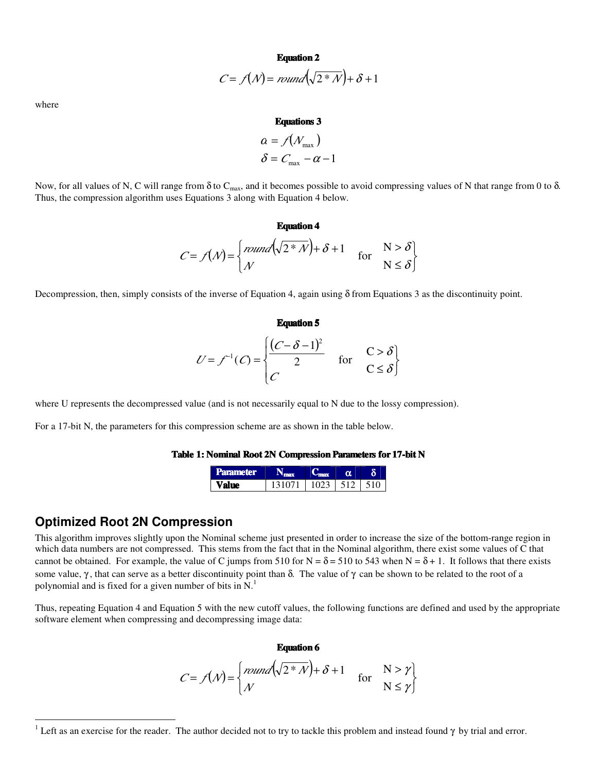**Equation 2**

$$C = f(N) = round\left(\sqrt{2 * N}\right) + \delta + 1$$

where

**Equations 3**

$$\alpha = f(N_{\max})$$
$$\delta = C_{\max} - \alpha - 1$$

Now, for all values of N, C will range from δ to $C_{max}$, and it becomes possible to avoid compressing values of N that range from 0 to δ. Thus, the compression algorithm uses Equations 3 along with Equation 4 below.

**Equation 4**

$$C = f(N) = \begin{cases} round\left(\sqrt{2 * N}\right) + \delta + 1 & \text{for } N > \delta \\ N & \text{for } N \leq \delta \end{cases}$$

Decompression, then, simply consists of the inverse of Equation 4, again using δ from Equations 3 as the discontinuity point.

**Equation 5**

$$U = f^{-1}(C) = \begin{cases} \dfrac{(C - \delta - 1)^2}{2} & \text{for } C > \delta \\ C & \text{for } C \leq \delta \end{cases}$$

where U represents the decompressed value (and is not necessarily equal to N due to the lossy compression).

For a 17-bit N, the parameters for this compression scheme are as shown in the table below.

**Table 1: Nominal Root 2N Compression Parameters for 17-bit N**

| Parameter | $N_{max}$ | $C_{max}$ | α | δ |
|---|---|---|---|---|
| **Value** | 131071 | 1023 | 512 | 510 |

## Optimized Root 2N Compression

This algorithm improves slightly upon the Nominal scheme just presented in order to increase the size of the bottom-range region in which data numbers are not compressed. This stems from the fact that in the Nominal algorithm, there exist some values of C that cannot be obtained. For example, the value of C jumps from 510 for N = δ = 510 to 543 when N = δ + 1. It follows that there exists some value, γ, that can serve as a better discontinuity point than δ. The value of γ can be shown to be related to the root of a polynomial and is fixed for a given number of bits in N.[1]

Thus, repeating Equation 4 and Equation 5 with the new cutoff values, the following functions are defined and used by the appropriate software element when compressing and decompressing image data:

**Equation 6**

$$C = f(N) = \begin{cases} round\left(\sqrt{2 * N}\right) + \delta + 1 & \text{for } N > \gamma \\ N & \text{for } N \leq \gamma \end{cases}$$

[1] Left as an exercise for the reader. The author decided not to try to tackle this problem and instead found γ by trial and error.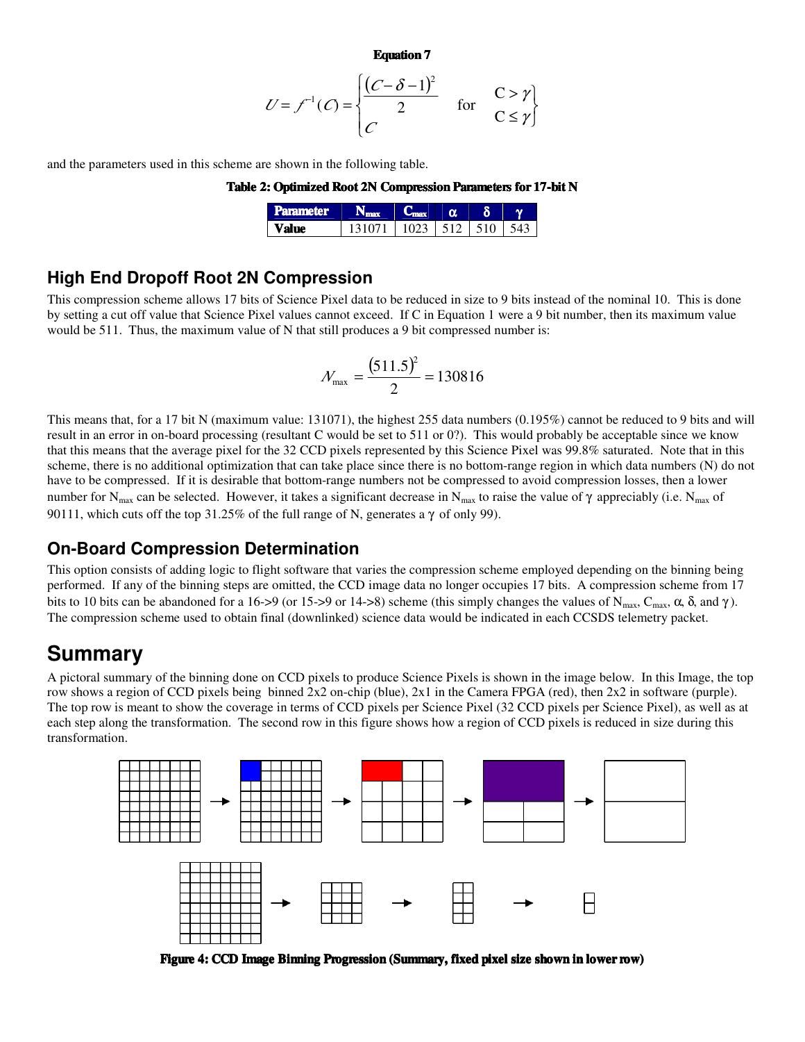**Equation 7**

$$U = f^{-1}(C) = \begin{cases} \dfrac{(C-\delta-1)^2}{2} & \text{for} \quad C > \gamma \\ C & \phantom{\text{for}} \quad C \le \gamma \end{cases}$$

and the parameters used in this scheme are shown in the following table.

**Table 2: Optimized Root 2N Compression Parameters for 17-bit N**

| Parameter | $N_{max}$ | $C_{max}$ | $\alpha$ | $\delta$ | $\gamma$ |
|---|---|---|---|---|---|
| **Value** | 131071 | 1023 | 512 | 510 | 543 |

## High End Dropoff Root 2N Compression

This compression scheme allows 17 bits of Science Pixel data to be reduced in size to 9 bits instead of the nominal 10. This is done by setting a cut off value that Science Pixel values cannot exceed. If C in Equation 1 were a 9 bit number, then its maximum value would be 511. Thus, the maximum value of N that still produces a 9 bit compressed number is:

$$N_{max} = \frac{(511.5)^2}{2} = 130816$$

This means that, for a 17 bit N (maximum value: 131071), the highest 255 data numbers (0.195%) cannot be reduced to 9 bits and will result in an error in on-board processing (resultant C would be set to 511 or 0?). This would probably be acceptable since we know that this means that the average pixel for the 32 CCD pixels represented by this Science Pixel was 99.8% saturated. Note that in this scheme, there is no additional optimization that can take place since there is no bottom-range region in which data numbers (N) do not have to be compressed. If it is desirable that bottom-range numbers not be compressed to avoid compression losses, then a lower number for $N_{max}$ can be selected. However, it takes a significant decrease in $N_{max}$ to raise the value of $\gamma$ appreciably (i.e. $N_{max}$ of 90111, which cuts off the top 31.25% of the full range of N, generates a $\gamma$ of only 99).

## On-Board Compression Determination

This option consists of adding logic to flight software that varies the compression scheme employed depending on the binning being performed. If any of the binning steps are omitted, the CCD image data no longer occupies 17 bits. A compression scheme from 17 bits to 10 bits can be abandoned for a 16->9 (or 15->9 or 14->8) scheme (this simply changes the values of $N_{max}$, $C_{max}$, $\alpha$, $\delta$, and $\gamma$). The compression scheme used to obtain final (downlinked) science data would be indicated in each CCSDS telemetry packet.

# Summary

A pictoral summary of the binning done on CCD pixels to produce Science Pixels is shown in the image below. In this Image, the top row shows a region of CCD pixels being binned 2x2 on-chip (blue), 2x1 in the Camera FPGA (red), then 2x2 in software (purple). The top row is meant to show the coverage in terms of CCD pixels per Science Pixel (32 CCD pixels per Science Pixel), as well as at each step along the transformation. The second row in this figure shows how a region of CCD pixels is reduced in size during this transformation.

**Figure 4: CCD Image Binning Progression (Summary, fixed pixel size shown in lower row)**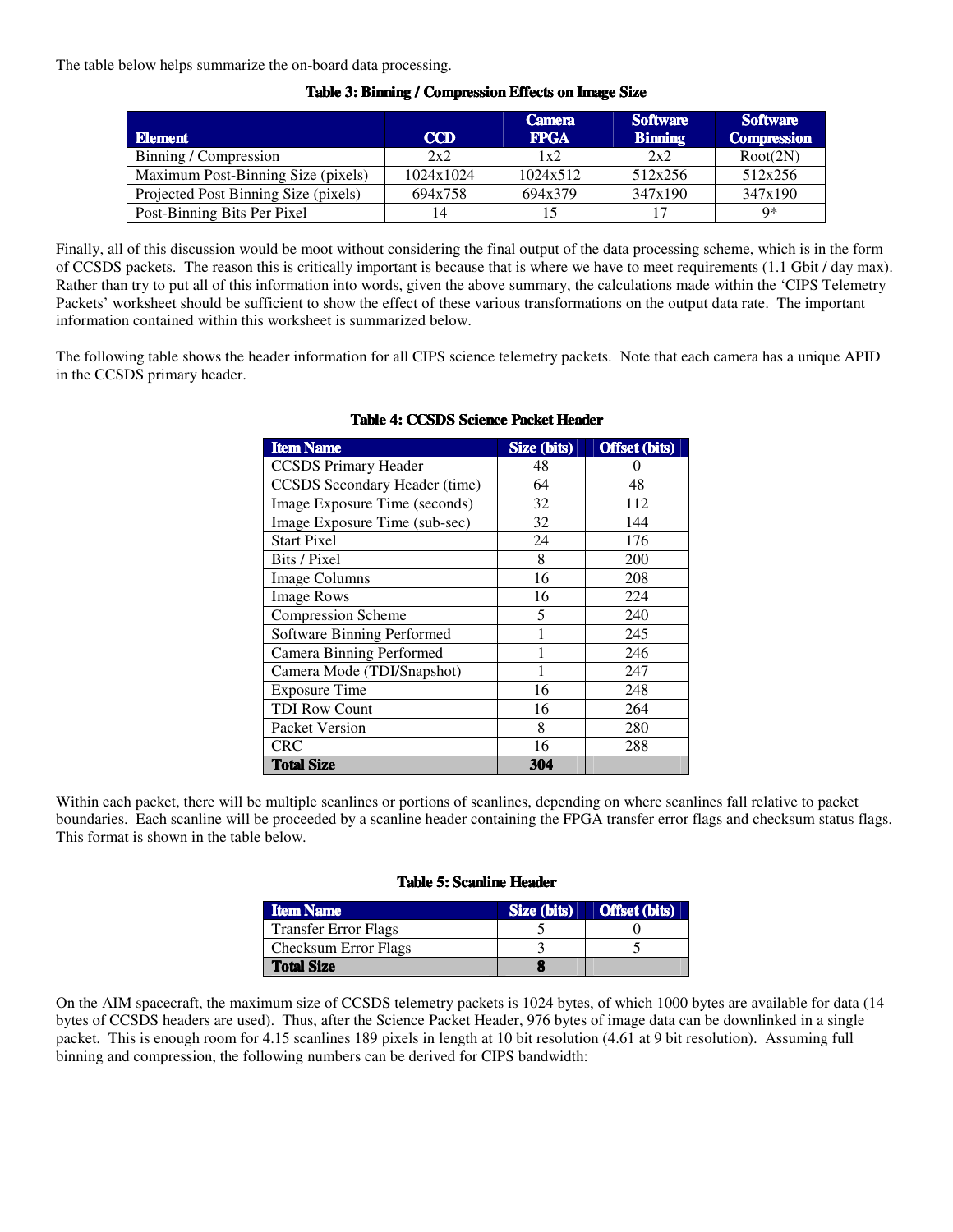The table below helps summarize the on-board data processing.

**Table 3: Binning / Compression Effects on Image Size**

| Element | CCD | Camera FPGA | Software Binning | Software Compression |
|---|---|---|---|---|
| Binning / Compression | 2x2 | 1x2 | 2x2 | Root(2N) |
| Maximum Post-Binning Size (pixels) | 1024x1024 | 1024x512 | 512x256 | 512x256 |
| Projected Post Binning Size (pixels) | 694x758 | 694x379 | 347x190 | 347x190 |
| Post-Binning Bits Per Pixel | 14 | 15 | 17 | 9* |

Finally, all of this discussion would be moot without considering the final output of the data processing scheme, which is in the form of CCSDS packets. The reason this is critically important is because that is where we have to meet requirements (1.1 Gbit / day max). Rather than try to put all of this information into words, given the above summary, the calculations made within the 'CIPS Telemetry Packets' worksheet should be sufficient to show the effect of these various transformations on the output data rate. The important information contained within this worksheet is summarized below.

The following table shows the header information for all CIPS science telemetry packets. Note that each camera has a unique APID in the CCSDS primary header.

**Table 4: CCSDS Science Packet Header**

| Item Name | Size (bits) | Offset (bits) |
|---|---|---|
| CCSDS Primary Header | 48 | 0 |
| CCSDS Secondary Header (time) | 64 | 48 |
| Image Exposure Time (seconds) | 32 | 112 |
| Image Exposure Time (sub-sec) | 32 | 144 |
| Start Pixel | 24 | 176 |
| Bits / Pixel | 8 | 200 |
| Image Columns | 16 | 208 |
| Image Rows | 16 | 224 |
| Compression Scheme | 5 | 240 |
| Software Binning Performed | 1 | 245 |
| Camera Binning Performed | 1 | 246 |
| Camera Mode (TDI/Snapshot) | 1 | 247 |
| Exposure Time | 16 | 248 |
| TDI Row Count | 16 | 264 |
| Packet Version | 8 | 280 |
| CRC | 16 | 288 |
| **Total Size** | **304** | |

Within each packet, there will be multiple scanlines or portions of scanlines, depending on where scanlines fall relative to packet boundaries. Each scanline will be proceeded by a scanline header containing the FPGA transfer error flags and checksum status flags. This format is shown in the table below.

**Table 5: Scanline Header**

| Item Name | Size (bits) | Offset (bits) |
|---|---|---|
| Transfer Error Flags | 5 | 0 |
| Checksum Error Flags | 3 | 5 |
| **Total Size** | **8** | |

On the AIM spacecraft, the maximum size of CCSDS telemetry packets is 1024 bytes, of which 1000 bytes are available for data (14 bytes of CCSDS headers are used). Thus, after the Science Packet Header, 976 bytes of image data can be downlinked in a single packet. This is enough room for 4.15 scanlines 189 pixels in length at 10 bit resolution (4.61 at 9 bit resolution). Assuming full binning and compression, the following numbers can be derived for CIPS bandwidth: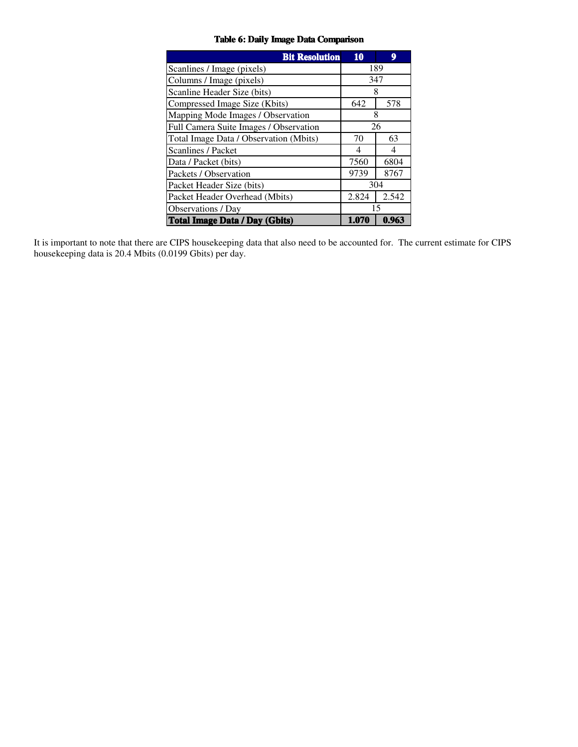**Table 6: Daily Image Data Comparison**

| Bit Resolution | 10 | 9 |
|---|---|---|
| Scanlines / Image (pixels) | 189 | |
| Columns / Image (pixels) | 347 | |
| Scanline Header Size (bits) | 8 | |
| Compressed Image Size (Kbits) | 642 | 578 |
| Mapping Mode Images / Observation | 8 | |
| Full Camera Suite Images / Observation | 26 | |
| Total Image Data / Observation (Mbits) | 70 | 63 |
| Scanlines / Packet | 4 | 4 |
| Data / Packet (bits) | 7560 | 6804 |
| Packets / Observation | 9739 | 8767 |
| Packet Header Size (bits) | 304 | |
| Packet Header Overhead (Mbits) | 2.824 | 2.542 |
| Observations / Day | 15 | |
| **Total Image Data / Day (Gbits)** | **1.070** | **0.963** |

It is important to note that there are CIPS housekeeping data that also need to be accounted for. The current estimate for CIPS housekeeping data is 20.4 Mbits (0.0199 Gbits) per day.